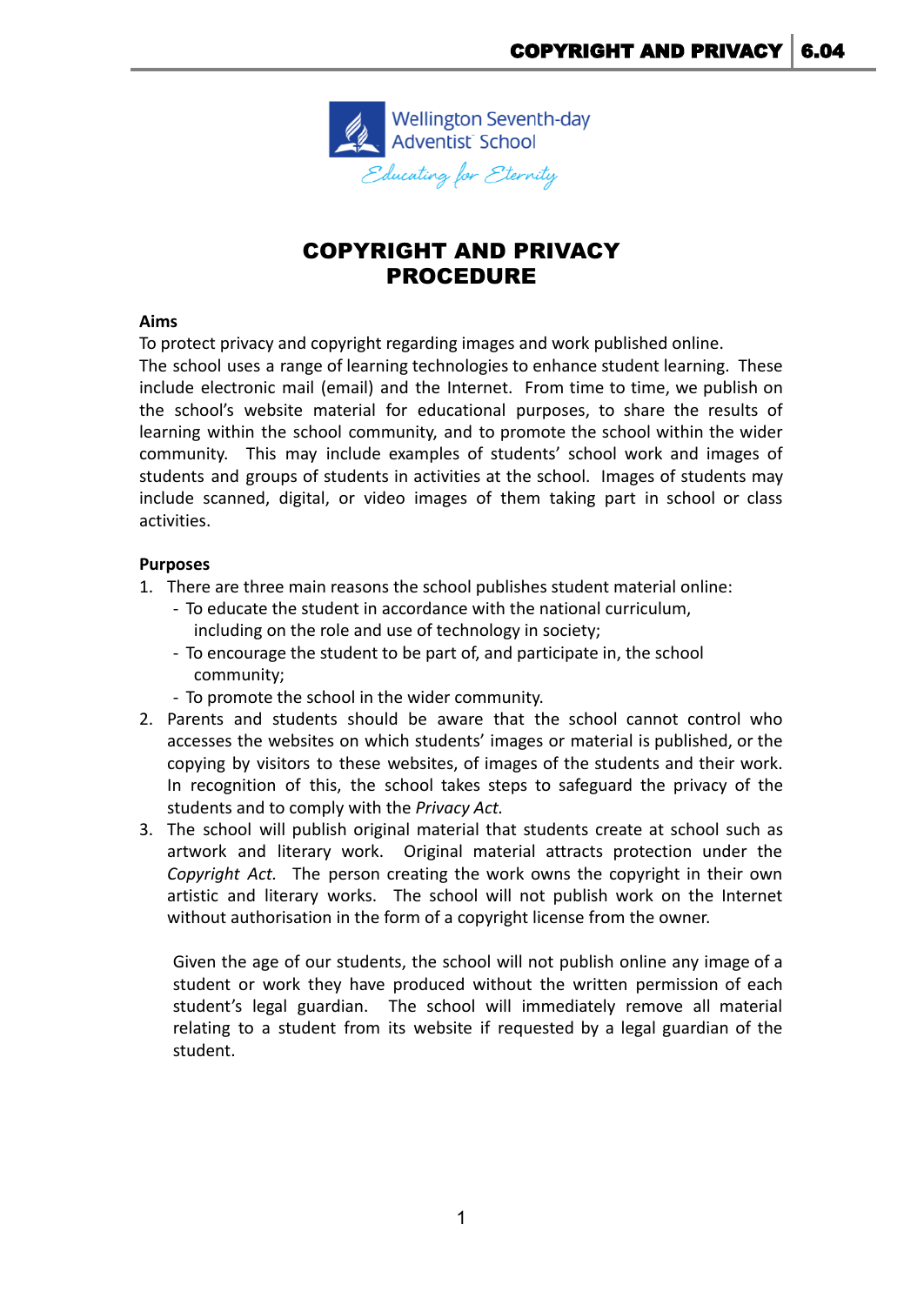Wellington Seventh-day Adventist School

*Educating for Eternity*

# COPYRIGHT AND PRIVACY PROCEDURE

**Aims**

To protect privacy and copyright regarding images and work published online.
The school uses a range of learning technologies to enhance student learning. These include electronic mail (email) and the Internet. From time to time, we publish on the school's website material for educational purposes, to share the results of learning within the school community, and to promote the school within the wider community. This may include examples of students' school work and images of students and groups of students in activities at the school. Images of students may include scanned, digital, or video images of them taking part in school or class activities.

**Purposes**

1. There are three main reasons the school publishes student material online:
   - To educate the student in accordance with the national curriculum, including on the role and use of technology in society;
   - To encourage the student to be part of, and participate in, the school community;
   - To promote the school in the wider community.
2. Parents and students should be aware that the school cannot control who accesses the websites on which students' images or material is published, or the copying by visitors to these websites, of images of the students and their work. In recognition of this, the school takes steps to safeguard the privacy of the students and to comply with the *Privacy Act.*
3. The school will publish original material that students create at school such as artwork and literary work. Original material attracts protection under the *Copyright Act.* The person creating the work owns the copyright in their own artistic and literary works. The school will not publish work on the Internet without authorisation in the form of a copyright license from the owner.

   Given the age of our students, the school will not publish online any image of a student or work they have produced without the written permission of each student's legal guardian. The school will immediately remove all material relating to a student from its website if requested by a legal guardian of the student.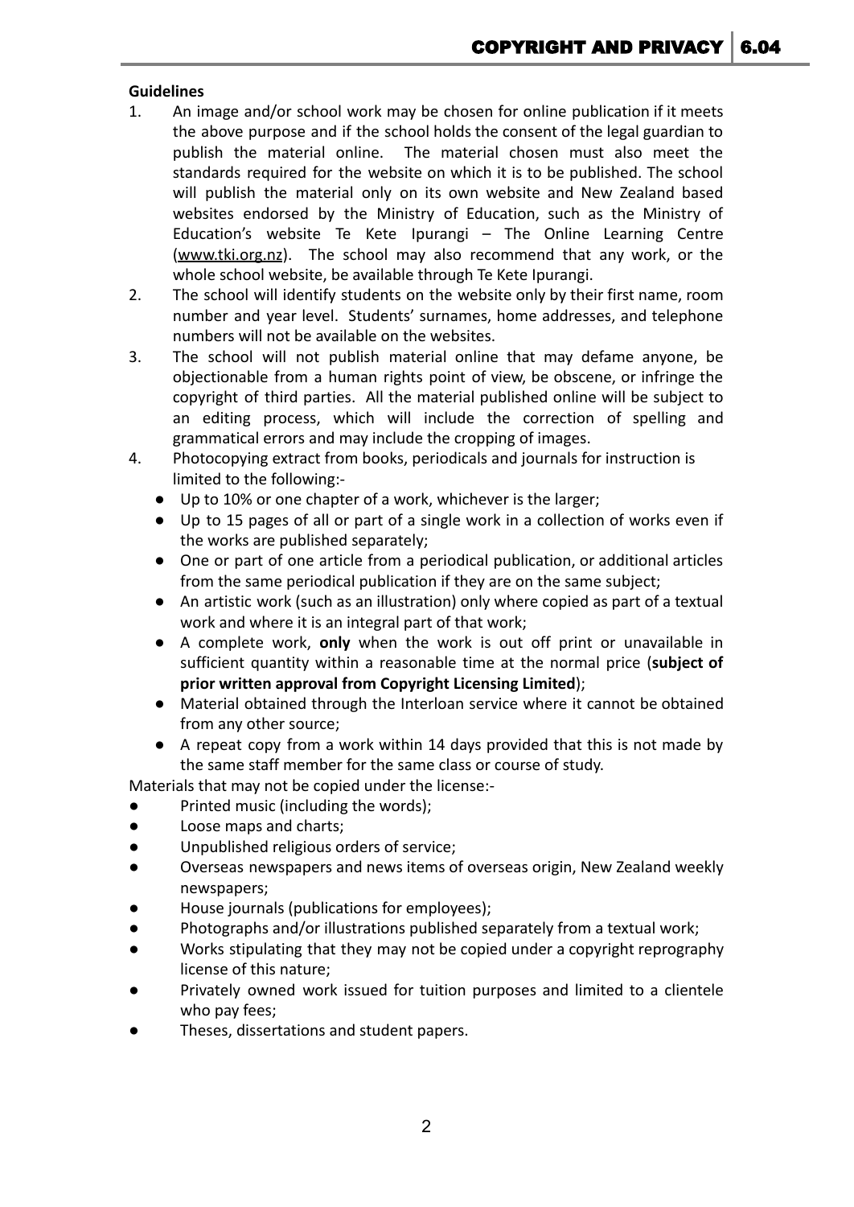**Guidelines**

1. An image and/or school work may be chosen for online publication if it meets the above purpose and if the school holds the consent of the legal guardian to publish the material online. The material chosen must also meet the standards required for the website on which it is to be published. The school will publish the material only on its own website and New Zealand based websites endorsed by the Ministry of Education, such as the Ministry of Education's website Te Kete Ipurangi – The Online Learning Centre (www.tki.org.nz). The school may also recommend that any work, or the whole school website, be available through Te Kete Ipurangi.
2. The school will identify students on the website only by their first name, room number and year level. Students' surnames, home addresses, and telephone numbers will not be available on the websites.
3. The school will not publish material online that may defame anyone, be objectionable from a human rights point of view, be obscene, or infringe the copyright of third parties. All the material published online will be subject to an editing process, which will include the correction of spelling and grammatical errors and may include the cropping of images.
4. Photocopying extract from books, periodicals and journals for instruction is limited to the following:-
   - Up to 10% or one chapter of a work, whichever is the larger;
   - Up to 15 pages of all or part of a single work in a collection of works even if the works are published separately;
   - One or part of one article from a periodical publication, or additional articles from the same periodical publication if they are on the same subject;
   - An artistic work (such as an illustration) only where copied as part of a textual work and where it is an integral part of that work;
   - A complete work, **only** when the work is out off print or unavailable in sufficient quantity within a reasonable time at the normal price (**subject of prior written approval from Copyright Licensing Limited**);
   - Material obtained through the Interloan service where it cannot be obtained from any other source;
   - A repeat copy from a work within 14 days provided that this is not made by the same staff member for the same class or course of study.

Materials that may not be copied under the license:-

- Printed music (including the words);
- Loose maps and charts;
- Unpublished religious orders of service;
- Overseas newspapers and news items of overseas origin, New Zealand weekly newspapers;
- House journals (publications for employees);
- Photographs and/or illustrations published separately from a textual work;
- Works stipulating that they may not be copied under a copyright reprography license of this nature;
- Privately owned work issued for tuition purposes and limited to a clientele who pay fees;
- Theses, dissertations and student papers.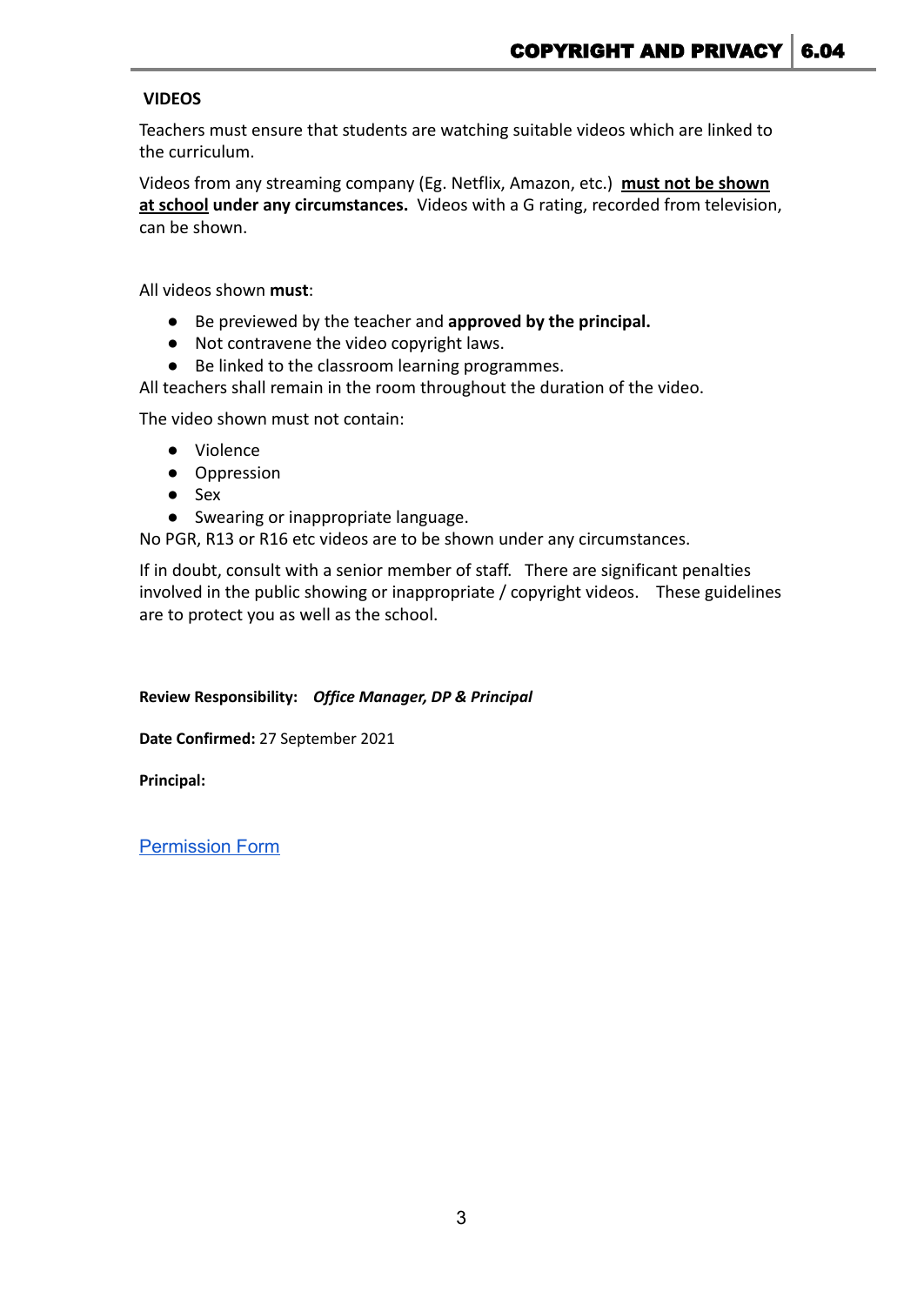## VIDEOS

Teachers must ensure that students are watching suitable videos which are linked to the curriculum.

Videos from any streaming company (Eg. Netflix, Amazon, etc.) **<u>must not be shown at school</u> under any circumstances.** Videos with a G rating, recorded from television, can be shown.

All videos shown **must**:

- Be previewed by the teacher and **approved by the principal.**
- Not contravene the video copyright laws.
- Be linked to the classroom learning programmes.

All teachers shall remain in the room throughout the duration of the video.

The video shown must not contain:

- Violence
- Oppression
- Sex
- Swearing or inappropriate language.

No PGR, R13 or R16 etc videos are to be shown under any circumstances.

If in doubt, consult with a senior member of staff. There are significant penalties involved in the public showing or inappropriate / copyright videos. These guidelines are to protect you as well as the school.

**Review Responsibility:** ***Office Manager, DP & Principal***

**Date Confirmed:** 27 September 2021

**Principal:**

[Permission Form]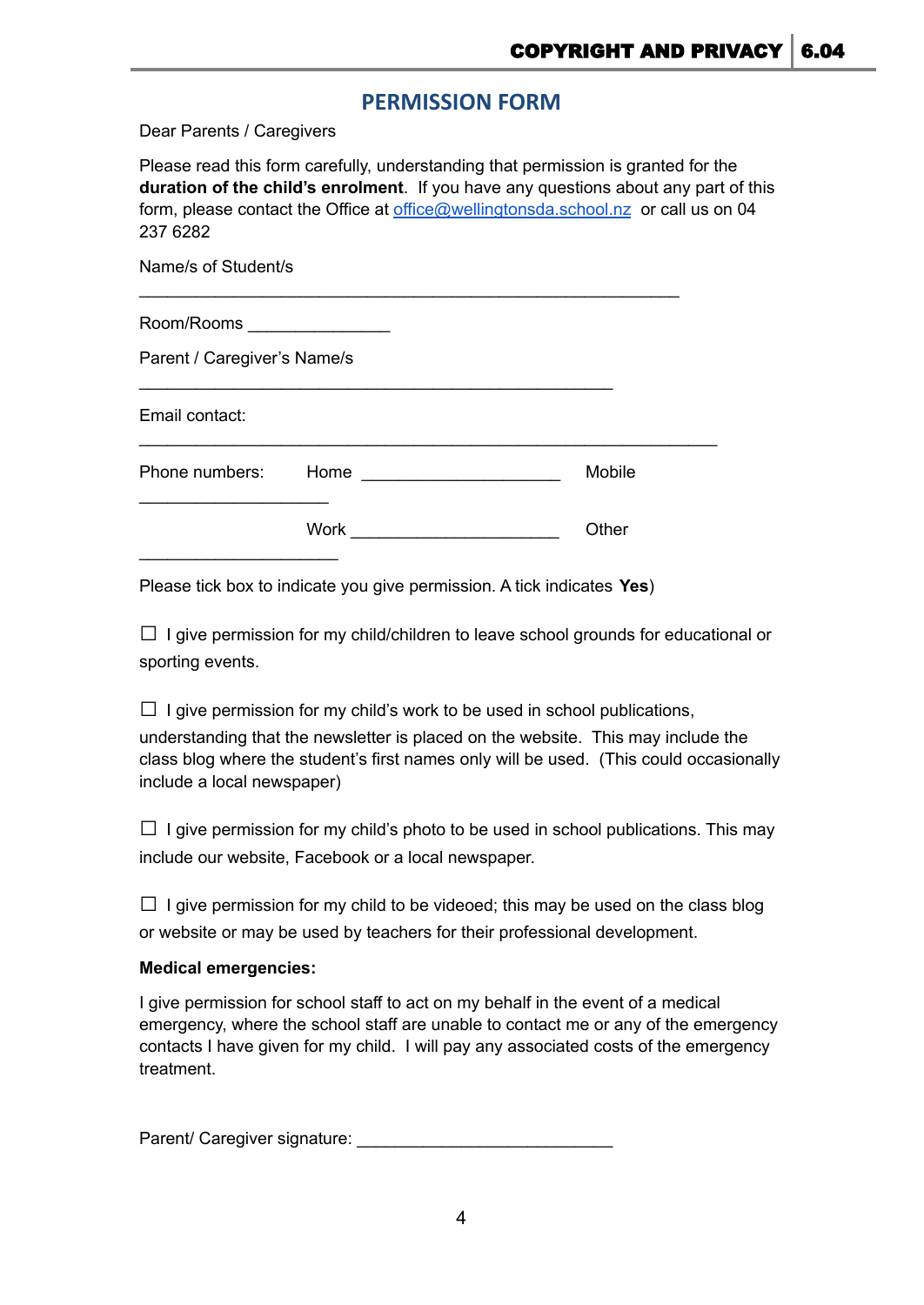## PERMISSION FORM

Dear Parents / Caregivers

Please read this form carefully, understanding that permission is granted for the **duration of the child's enrolment**. If you have any questions about any part of this form, please contact the Office at office@wellingtonsda.school.nz or call us on 04 237 6282

Name/s of Student/s

_______________________________________________________

Room/Rooms _______________

Parent / Caregiver's Name/s

________________________________________________

Email contact:

___________________________________________________________

Phone numbers: Home _____________________ Mobile ____________________

Work ______________________ Other _____________________

Please tick box to indicate you give permission. A tick indicates **Yes**)

☐ I give permission for my child/children to leave school grounds for educational or sporting events.

☐ I give permission for my child's work to be used in school publications, understanding that the newsletter is placed on the website. This may include the class blog where the student's first names only will be used. (This could occasionally include a local newspaper)

☐ I give permission for my child's photo to be used in school publications. This may include our website, Facebook or a local newspaper.

☐ I give permission for my child to be videoed; this may be used on the class blog or website or may be used by teachers for their professional development.

**Medical emergencies:**

I give permission for school staff to act on my behalf in the event of a medical emergency, where the school staff are unable to contact me or any of the emergency contacts I have given for my child. I will pay any associated costs of the emergency treatment.

Parent/ Caregiver signature: ___________________________